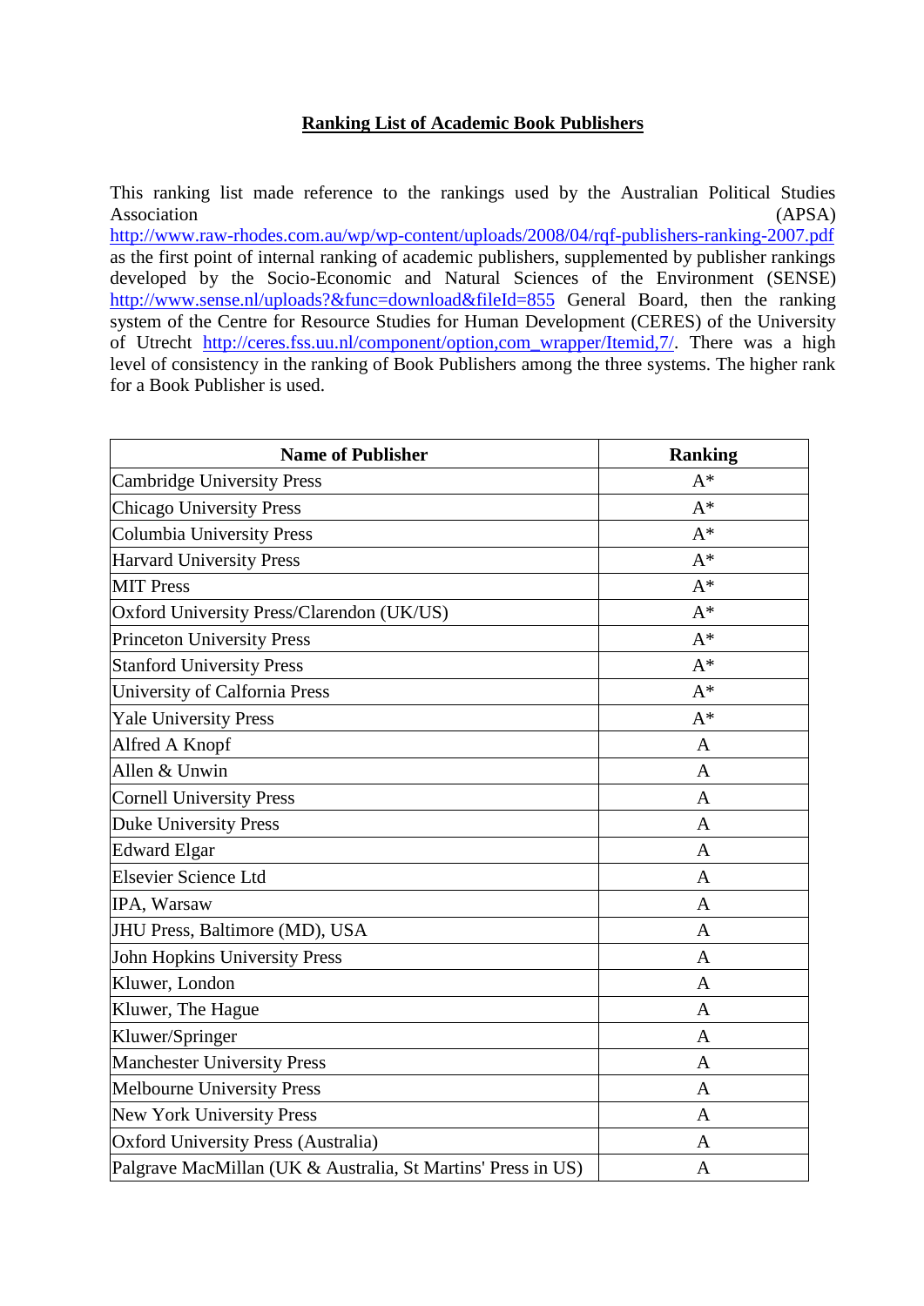# Ranking List of Academic Book Publishers

This ranking list made reference to the rankings used by the Australian Political Studies Association (APSA) http://www.raw-rhodes.com.au/wp/wp-content/uploads/2008/04/rqf-publishers-ranking-2007.pdf as the first point of internal ranking of academic publishers, supplemented by publisher rankings developed by the Socio-Economic and Natural Sciences of the Environment (SENSE) http://www.sense.nl/uploads?&func=download&fileId=855 General Board, then the ranking system of the Centre for Resource Studies for Human Development (CERES) of the University of Utrecht http://ceres.fss.uu.nl/component/option,com_wrapper/Itemid,7/. There was a high level of consistency in the ranking of Book Publishers among the three systems. The higher rank for a Book Publisher is used.

| Name of Publisher | Ranking |
|---|---|
| Cambridge University Press | A* |
| Chicago University Press | A* |
| Columbia University Press | A* |
| Harvard University Press | A* |
| MIT Press | A* |
| Oxford University Press/Clarendon (UK/US) | A* |
| Princeton University Press | A* |
| Stanford University Press | A* |
| University of Calfornia Press | A* |
| Yale University Press | A* |
| Alfred A Knopf | A |
| Allen & Unwin | A |
| Cornell University Press | A |
| Duke University Press | A |
| Edward Elgar | A |
| Elsevier Science Ltd | A |
| IPA, Warsaw | A |
| JHU Press, Baltimore (MD), USA | A |
| John Hopkins University Press | A |
| Kluwer, London | A |
| Kluwer, The Hague | A |
| Kluwer/Springer | A |
| Manchester University Press | A |
| Melbourne University Press | A |
| New York University Press | A |
| Oxford University Press (Australia) | A |
| Palgrave MacMillan (UK & Australia, St Martins' Press in US) | A |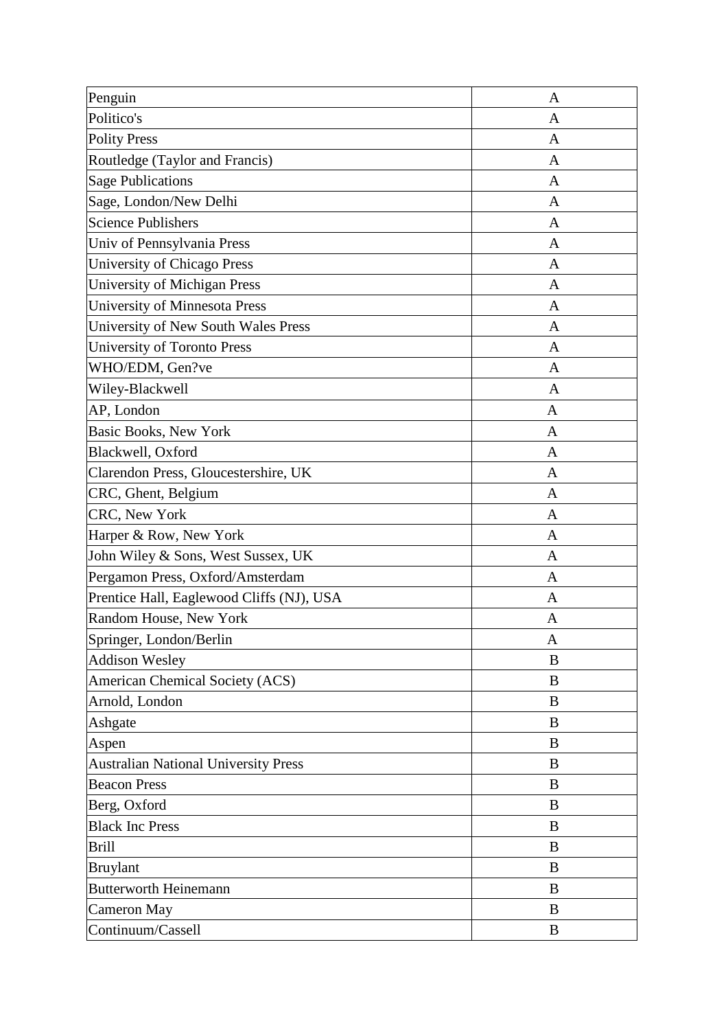| Penguin | A |
|---|---|
| Politico's | A |
| Polity Press | A |
| Routledge (Taylor and Francis) | A |
| Sage Publications | A |
| Sage, London/New Delhi | A |
| Science Publishers | A |
| Univ of Pennsylvania Press | A |
| University of Chicago Press | A |
| University of Michigan Press | A |
| University of Minnesota Press | A |
| University of New South Wales Press | A |
| University of Toronto Press | A |
| WHO/EDM, Gen?ve | A |
| Wiley-Blackwell | A |
| AP, London | A |
| Basic Books, New York | A |
| Blackwell, Oxford | A |
| Clarendon Press, Gloucestershire, UK | A |
| CRC, Ghent, Belgium | A |
| CRC, New York | A |
| Harper & Row, New York | A |
| John Wiley & Sons, West Sussex, UK | A |
| Pergamon Press, Oxford/Amsterdam | A |
| Prentice Hall, Eaglewood Cliffs (NJ), USA | A |
| Random House, New York | A |
| Springer, London/Berlin | A |
| Addison Wesley | B |
| American Chemical Society (ACS) | B |
| Arnold, London | B |
| Ashgate | B |
| Aspen | B |
| Australian National University Press | B |
| Beacon Press | B |
| Berg, Oxford | B |
| Black Inc Press | B |
| Brill | B |
| Bruylant | B |
| Butterworth Heinemann | B |
| Cameron May | B |
| Continuum/Cassell | B |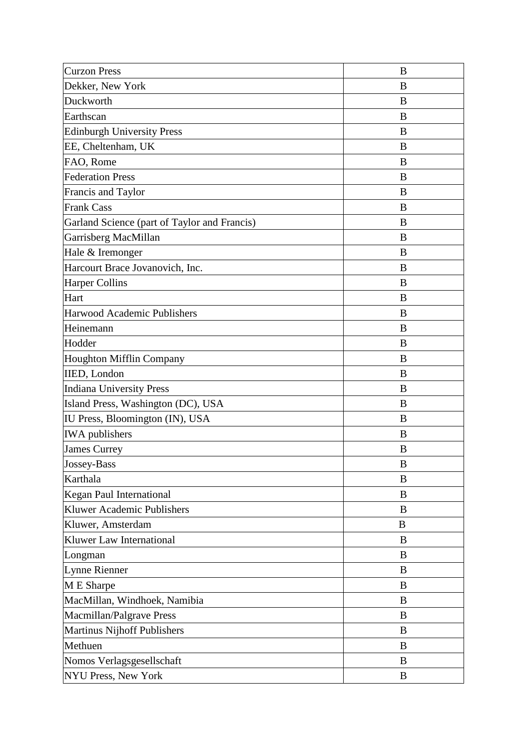| | |
|---|---|
| Curzon Press | B |
| Dekker, New York | B |
| Duckworth | B |
| Earthscan | B |
| Edinburgh University Press | B |
| EE, Cheltenham, UK | B |
| FAO, Rome | B |
| Federation Press | B |
| Francis and Taylor | B |
| Frank Cass | B |
| Garland Science (part of Taylor and Francis) | B |
| Garrisberg MacMillan | B |
| Hale & Iremonger | B |
| Harcourt Brace Jovanovich, Inc. | B |
| Harper Collins | B |
| Hart | B |
| Harwood Academic Publishers | B |
| Heinemann | B |
| Hodder | B |
| Houghton Mifflin Company | B |
| IIED, London | B |
| Indiana University Press | B |
| Island Press, Washington (DC), USA | B |
| IU Press, Bloomington (IN), USA | B |
| IWA publishers | B |
| James Currey | B |
| Jossey-Bass | B |
| Karthala | B |
| Kegan Paul International | B |
| Kluwer Academic Publishers | B |
| Kluwer, Amsterdam | B |
| Kluwer Law International | B |
| Longman | B |
| Lynne Rienner | B |
| M E Sharpe | B |
| MacMillan, Windhoek, Namibia | B |
| Macmillan/Palgrave Press | B |
| Martinus Nijhoff Publishers | B |
| Methuen | B |
| Nomos Verlagsgesellschaft | B |
| NYU Press, New York | B |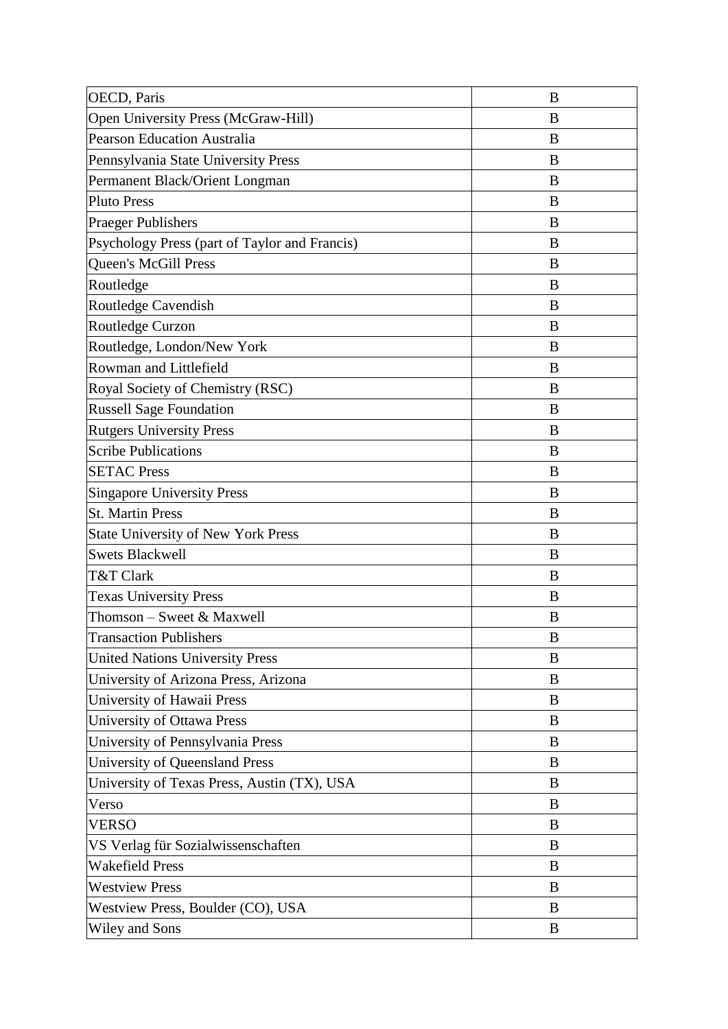| | |
|---|---|
| OECD, Paris | B |
| Open University Press (McGraw-Hill) | B |
| Pearson Education Australia | B |
| Pennsylvania State University Press | B |
| Permanent Black/Orient Longman | B |
| Pluto Press | B |
| Praeger Publishers | B |
| Psychology Press (part of Taylor and Francis) | B |
| Queen's McGill Press | B |
| Routledge | B |
| Routledge Cavendish | B |
| Routledge Curzon | B |
| Routledge, London/New York | B |
| Rowman and Littlefield | B |
| Royal Society of Chemistry (RSC) | B |
| Russell Sage Foundation | B |
| Rutgers University Press | B |
| Scribe Publications | B |
| SETAC Press | B |
| Singapore University Press | B |
| St. Martin Press | B |
| State University of New York Press | B |
| Swets Blackwell | B |
| T&T Clark | B |
| Texas University Press | B |
| Thomson – Sweet & Maxwell | B |
| Transaction Publishers | B |
| United Nations University Press | B |
| University of Arizona Press, Arizona | B |
| University of Hawaii Press | B |
| University of Ottawa Press | B |
| University of Pennsylvania Press | B |
| University of Queensland Press | B |
| University of Texas Press, Austin (TX), USA | B |
| Verso | B |
| VERSO | B |
| VS Verlag für Sozialwissenschaften | B |
| Wakefield Press | B |
| Westview Press | B |
| Westview Press, Boulder (CO), USA | B |
| Wiley and Sons | B |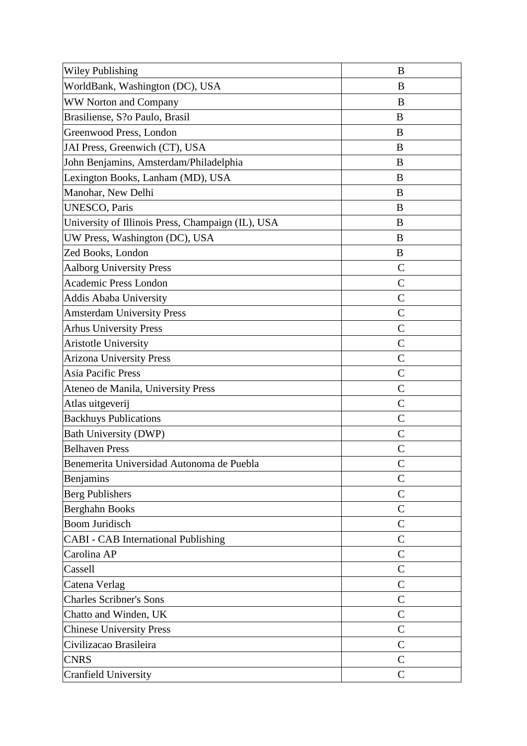| | |
|---|---|
| Wiley Publishing | B |
| WorldBank, Washington (DC), USA | B |
| WW Norton and Company | B |
| Brasiliense, S?o Paulo, Brasil | B |
| Greenwood Press, London | B |
| JAI Press, Greenwich (CT), USA | B |
| John Benjamins, Amsterdam/Philadelphia | B |
| Lexington Books, Lanham (MD), USA | B |
| Manohar, New Delhi | B |
| UNESCO, Paris | B |
| University of Illinois Press, Champaign (IL), USA | B |
| UW Press, Washington (DC), USA | B |
| Zed Books, London | B |
| Aalborg University Press | C |
| Academic Press London | C |
| Addis Ababa University | C |
| Amsterdam University Press | C |
| Arhus University Press | C |
| Aristotle University | C |
| Arizona University Press | C |
| Asia Pacific Press | C |
| Ateneo de Manila, University Press | C |
| Atlas uitgeverij | C |
| Backhuys Publications | C |
| Bath University (DWP) | C |
| Belhaven Press | C |
| Benemerita Universidad Autonoma de Puebla | C |
| Benjamins | C |
| Berg Publishers | C |
| Berghahn Books | C |
| Boom Juridisch | C |
| CABI - CAB International Publishing | C |
| Carolina AP | C |
| Cassell | C |
| Catena Verlag | C |
| Charles Scribner's Sons | C |
| Chatto and Winden, UK | C |
| Chinese University Press | C |
| Civilizacao Brasileira | C |
| CNRS | C |
| Cranfield University | C |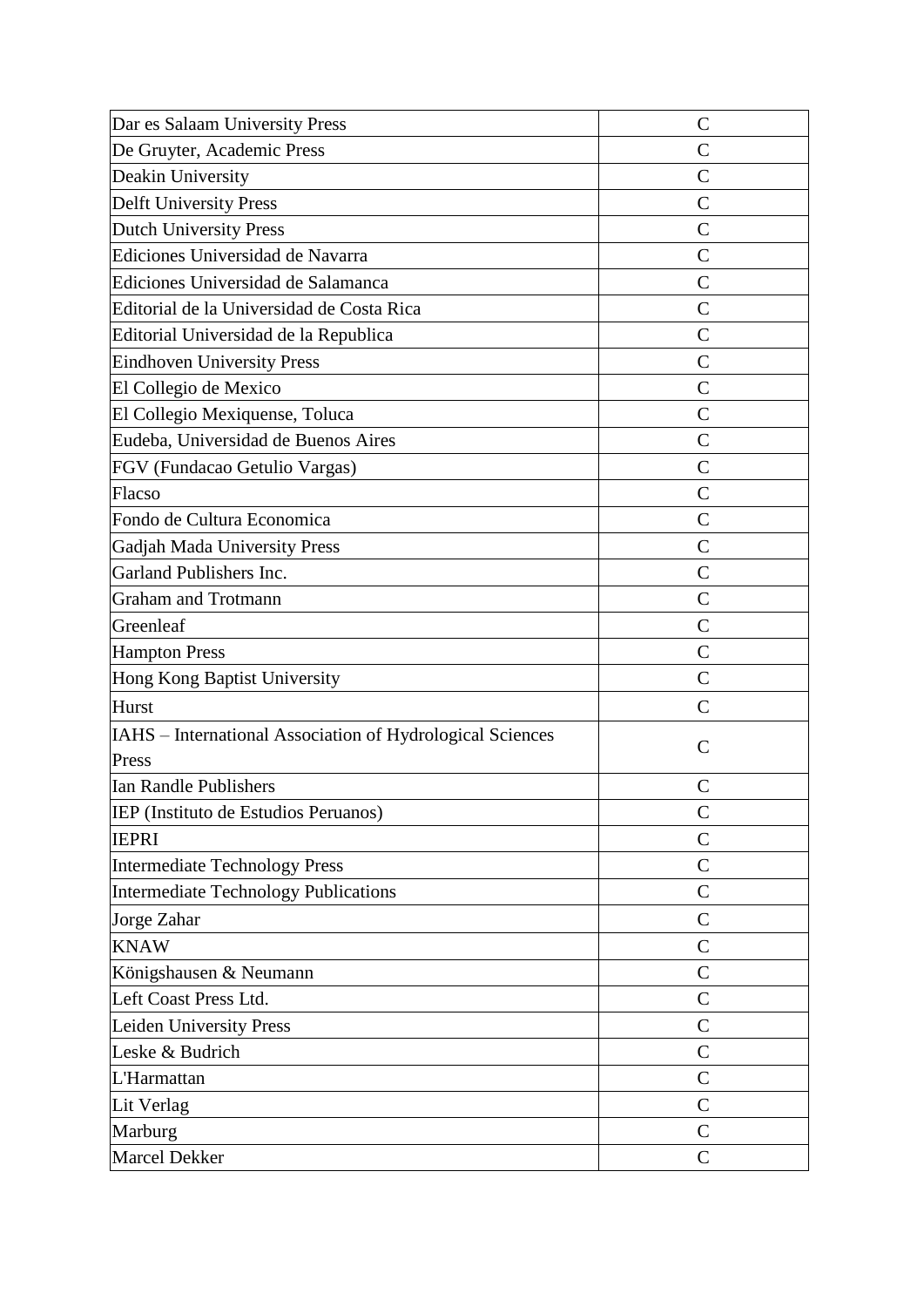| Dar es Salaam University Press | C |
|---|---|
| De Gruyter, Academic Press | C |
| Deakin University | C |
| Delft University Press | C |
| Dutch University Press | C |
| Ediciones Universidad de Navarra | C |
| Ediciones Universidad de Salamanca | C |
| Editorial de la Universidad de Costa Rica | C |
| Editorial Universidad de la Republica | C |
| Eindhoven University Press | C |
| El Collegio de Mexico | C |
| El Collegio Mexiquense, Toluca | C |
| Eudeba, Universidad de Buenos Aires | C |
| FGV (Fundacao Getulio Vargas) | C |
| Flacso | C |
| Fondo de Cultura Economica | C |
| Gadjah Mada University Press | C |
| Garland Publishers Inc. | C |
| Graham and Trotmann | C |
| Greenleaf | C |
| Hampton Press | C |
| Hong Kong Baptist University | C |
| Hurst | C |
| IAHS – International Association of Hydrological Sciences Press | C |
| Ian Randle Publishers | C |
| IEP (Instituto de Estudios Peruanos) | C |
| IEPRI | C |
| Intermediate Technology Press | C |
| Intermediate Technology Publications | C |
| Jorge Zahar | C |
| KNAW | C |
| Königshausen & Neumann | C |
| Left Coast Press Ltd. | C |
| Leiden University Press | C |
| Leske & Budrich | C |
| L'Harmattan | C |
| Lit Verlag | C |
| Marburg | C |
| Marcel Dekker | C |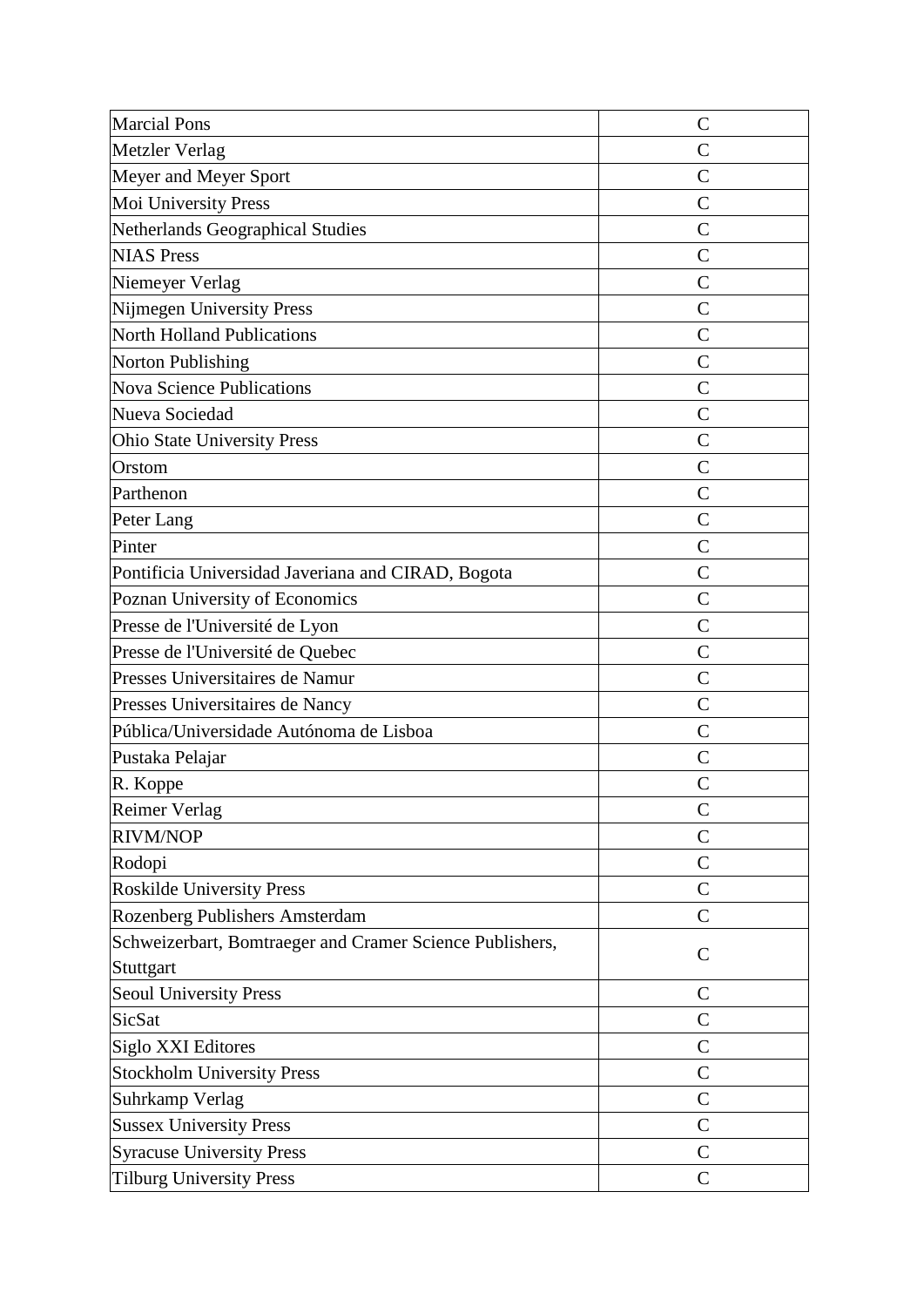| Marcial Pons | C |
|---|---|
| Metzler Verlag | C |
| Meyer and Meyer Sport | C |
| Moi University Press | C |
| Netherlands Geographical Studies | C |
| NIAS Press | C |
| Niemeyer Verlag | C |
| Nijmegen University Press | C |
| North Holland Publications | C |
| Norton Publishing | C |
| Nova Science Publications | C |
| Nueva Sociedad | C |
| Ohio State University Press | C |
| Orstom | C |
| Parthenon | C |
| Peter Lang | C |
| Pinter | C |
| Pontificia Universidad Javeriana and CIRAD, Bogota | C |
| Poznan University of Economics | C |
| Presse de l'Université de Lyon | C |
| Presse de l'Université de Quebec | C |
| Presses Universitaires de Namur | C |
| Presses Universitaires de Nancy | C |
| Pública/Universidade Autónoma de Lisboa | C |
| Pustaka Pelajar | C |
| R. Koppe | C |
| Reimer Verlag | C |
| RIVM/NOP | C |
| Rodopi | C |
| Roskilde University Press | C |
| Rozenberg Publishers Amsterdam | C |
| Schweizerbart, Bomtraeger and Cramer Science Publishers, Stuttgart | C |
| Seoul University Press | C |
| SicSat | C |
| Siglo XXI Editores | C |
| Stockholm University Press | C |
| Suhrkamp Verlag | C |
| Sussex University Press | C |
| Syracuse University Press | C |
| Tilburg University Press | C |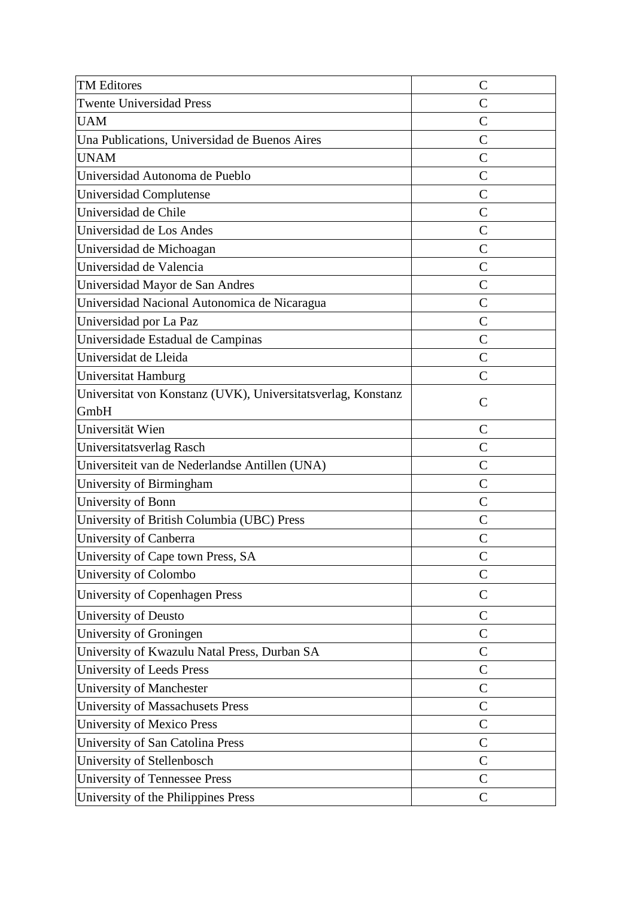| TM Editores | C |
|---|---|
| Twente Universidad Press | C |
| UAM | C |
| Una Publications, Universidad de Buenos Aires | C |
| UNAM | C |
| Universidad Autonoma de Pueblo | C |
| Universidad Complutense | C |
| Universidad de Chile | C |
| Universidad de Los Andes | C |
| Universidad de Michoagan | C |
| Universidad de Valencia | C |
| Universidad Mayor de San Andres | C |
| Universidad Nacional Autonomica de Nicaragua | C |
| Universidad por La Paz | C |
| Universidade Estadual de Campinas | C |
| Universidat de Lleida | C |
| Universitat Hamburg | C |
| Universitat von Konstanz (UVK), Universitatsverlag, Konstanz GmbH | C |
| Universität Wien | C |
| Universitatsverlag Rasch | C |
| Universiteit van de Nederlandse Antillen (UNA) | C |
| University of Birmingham | C |
| University of Bonn | C |
| University of British Columbia (UBC) Press | C |
| University of Canberra | C |
| University of Cape town Press, SA | C |
| University of Colombo | C |
| University of Copenhagen Press | C |
| University of Deusto | C |
| University of Groningen | C |
| University of Kwazulu Natal Press, Durban SA | C |
| University of Leeds Press | C |
| University of Manchester | C |
| University of Massachusets Press | C |
| University of Mexico Press | C |
| University of San Catolina Press | C |
| University of Stellenbosch | C |
| University of Tennessee Press | C |
| University of the Philippines Press | C |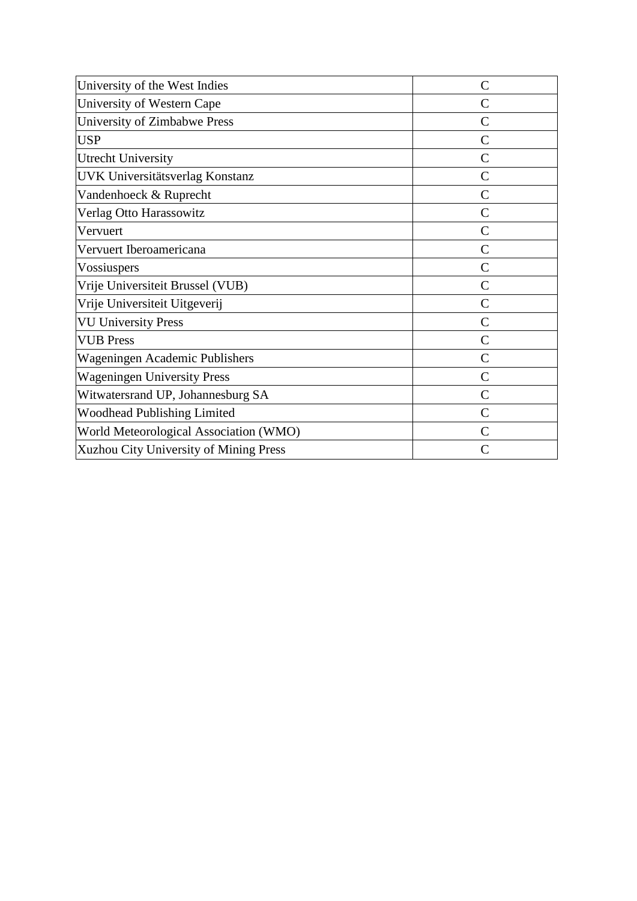| | |
|---|---|
| University of the West Indies | C |
| University of Western Cape | C |
| University of Zimbabwe Press | C |
| USP | C |
| Utrecht University | C |
| UVK Universitätsverlag Konstanz | C |
| Vandenhoeck & Ruprecht | C |
| Verlag Otto Harassowitz | C |
| Vervuert | C |
| Vervuert Iberoamericana | C |
| Vossiuspers | C |
| Vrije Universiteit Brussel (VUB) | C |
| Vrije Universiteit Uitgeverij | C |
| VU University Press | C |
| VUB Press | C |
| Wageningen Academic Publishers | C |
| Wageningen University Press | C |
| Witwatersrand UP, Johannesburg SA | C |
| Woodhead Publishing Limited | C |
| World Meteorological Association (WMO) | C |
| Xuzhou City University of Mining Press | C |